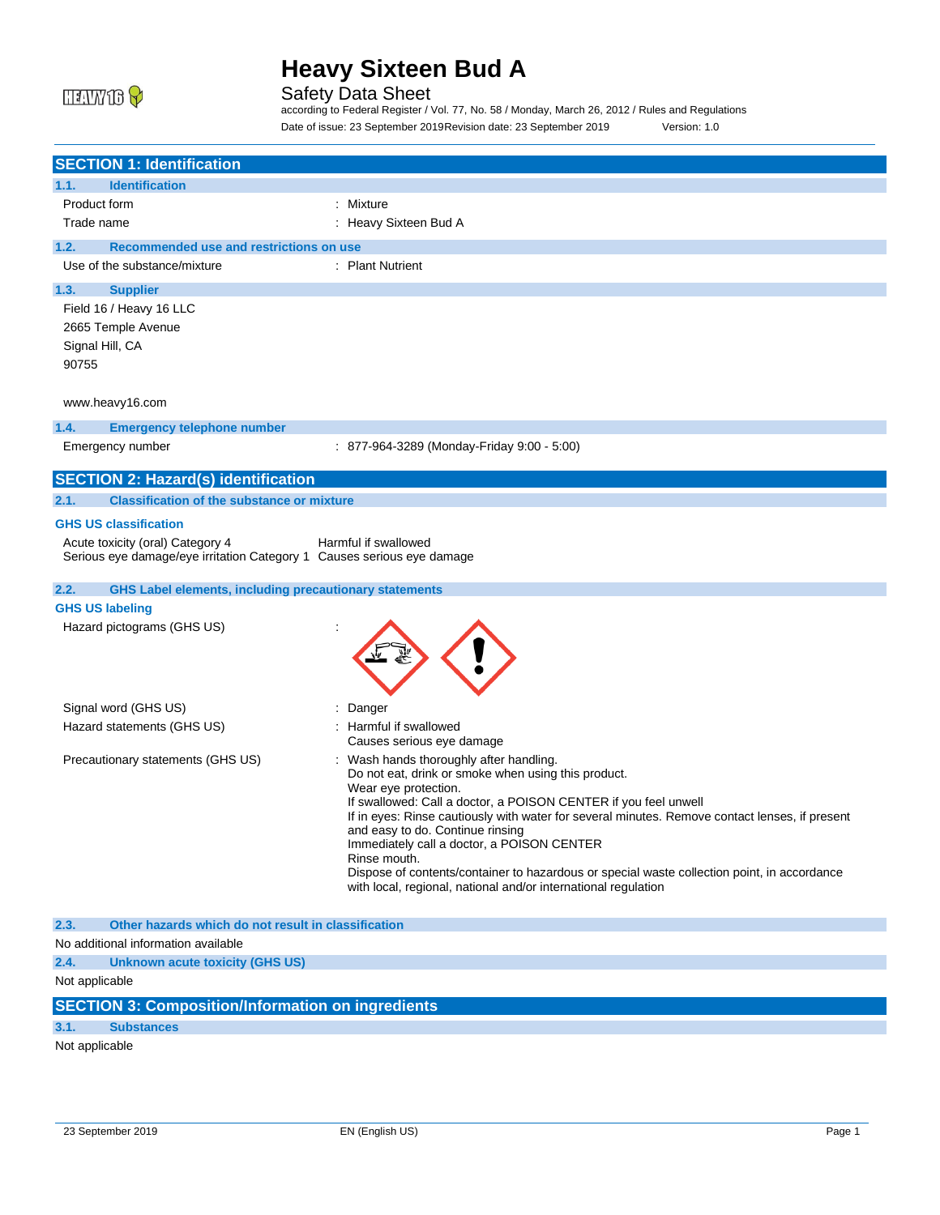# Heavy Sixteen Bud A

## Safety Data Sheet

according to Federal Register / Vol. 77, No. 58 / Monday, March 26, 2012 / Rules and Regulations

Date of issue: 23 September 2019 Revision date: 23 September 2019 Version: 1.0

## SECTION 1: Identification

### 1.1. Identification

| | |
|---|---|
| Product form | : Mixture |
| Trade name | : Heavy Sixteen Bud A |

### 1.2. Recommended use and restrictions on use

| | |
|---|---|
| Use of the substance/mixture | : Plant Nutrient |

### 1.3. Supplier

Field 16 / Heavy 16 LLC
2665 Temple Avenue
Signal Hill, CA
90755

www.heavy16.com

### 1.4. Emergency telephone number

| | |
|---|---|
| Emergency number | : 877-964-3289 (Monday-Friday 9:00 - 5:00) |

## SECTION 2: Hazard(s) identification

### 2.1. Classification of the substance or mixture

**GHS US classification**

| | |
|---|---|
| Acute toxicity (oral) Category 4 | Harmful if swallowed |
| Serious eye damage/eye irritation Category 1 | Causes serious eye damage |

### 2.2. GHS Label elements, including precautionary statements

**GHS US labeling**

Hazard pictograms (GHS US) :

Signal word (GHS US) : Danger

Hazard statements (GHS US) :
Harmful if swallowed
Causes serious eye damage

Precautionary statements (GHS US) :
Wash hands thoroughly after handling.
Do not eat, drink or smoke when using this product.
Wear eye protection.
If swallowed: Call a doctor, a POISON CENTER if you feel unwell
If in eyes: Rinse cautiously with water for several minutes. Remove contact lenses, if present and easy to do. Continue rinsing
Immediately call a doctor, a POISON CENTER
Rinse mouth.
Dispose of contents/container to hazardous or special waste collection point, in accordance with local, regional, national and/or international regulation

### 2.3. Other hazards which do not result in classification

No additional information available

### 2.4. Unknown acute toxicity (GHS US)

Not applicable

## SECTION 3: Composition/Information on ingredients

### 3.1. Substances

Not applicable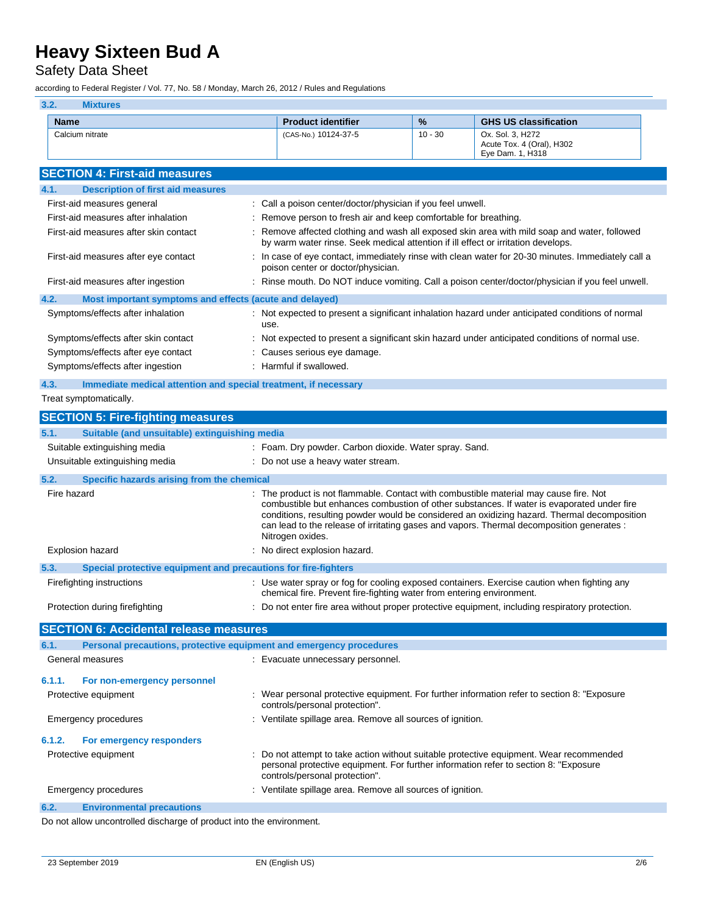### 3.2. Mixtures

| Name | Product identifier | % | GHS US classification |
|---|---|---|---|
| Calcium nitrate | (CAS-No.) 10124-37-5 | 10 - 30 | Ox. Sol. 3, H272<br>Acute Tox. 4 (Oral), H302<br>Eye Dam. 1, H318 |

## SECTION 4: First-aid measures

### 4.1. Description of first aid measures

First-aid measures general : Call a poison center/doctor/physician if you feel unwell.

First-aid measures after inhalation : Remove person to fresh air and keep comfortable for breathing.

First-aid measures after skin contact : Remove affected clothing and wash all exposed skin area with mild soap and water, followed by warm water rinse. Seek medical attention if ill effect or irritation develops.

First-aid measures after eye contact : In case of eye contact, immediately rinse with clean water for 20-30 minutes. Immediately call a poison center or doctor/physician.

First-aid measures after ingestion : Rinse mouth. Do NOT induce vomiting. Call a poison center/doctor/physician if you feel unwell.

### 4.2. Most important symptoms and effects (acute and delayed)

Symptoms/effects after inhalation : Not expected to present a significant inhalation hazard under anticipated conditions of normal use.

Symptoms/effects after skin contact : Not expected to present a significant skin hazard under anticipated conditions of normal use.

Symptoms/effects after eye contact : Causes serious eye damage.

Symptoms/effects after ingestion : Harmful if swallowed.

### 4.3. Immediate medical attention and special treatment, if necessary

Treat symptomatically.

## SECTION 5: Fire-fighting measures

### 5.1. Suitable (and unsuitable) extinguishing media

Suitable extinguishing media : Foam. Dry powder. Carbon dioxide. Water spray. Sand.

Unsuitable extinguishing media : Do not use a heavy water stream.

### 5.2. Specific hazards arising from the chemical

Fire hazard : The product is not flammable. Contact with combustible material may cause fire. Not combustible but enhances combustion of other substances. If water is evaporated under fire conditions, resulting powder would be considered an oxidizing hazard. Thermal decomposition can lead to the release of irritating gases and vapors. Thermal decomposition generates : Nitrogen oxides.

Explosion hazard : No direct explosion hazard.

### 5.3. Special protective equipment and precautions for fire-fighters

Firefighting instructions : Use water spray or fog for cooling exposed containers. Exercise caution when fighting any chemical fire. Prevent fire-fighting water from entering environment.

Protection during firefighting : Do not enter fire area without proper protective equipment, including respiratory protection.

## SECTION 6: Accidental release measures

### 6.1. Personal precautions, protective equipment and emergency procedures

General measures : Evacuate unnecessary personnel.

#### 6.1.1. For non-emergency personnel

Protective equipment : Wear personal protective equipment. For further information refer to section 8: "Exposure controls/personal protection".

Emergency procedures : Ventilate spillage area. Remove all sources of ignition.

#### 6.1.2. For emergency responders

Protective equipment : Do not attempt to take action without suitable protective equipment. Wear recommended personal protective equipment. For further information refer to section 8: "Exposure controls/personal protection".

Emergency procedures : Ventilate spillage area. Remove all sources of ignition.

### 6.2. Environmental precautions

Do not allow uncontrolled discharge of product into the environment.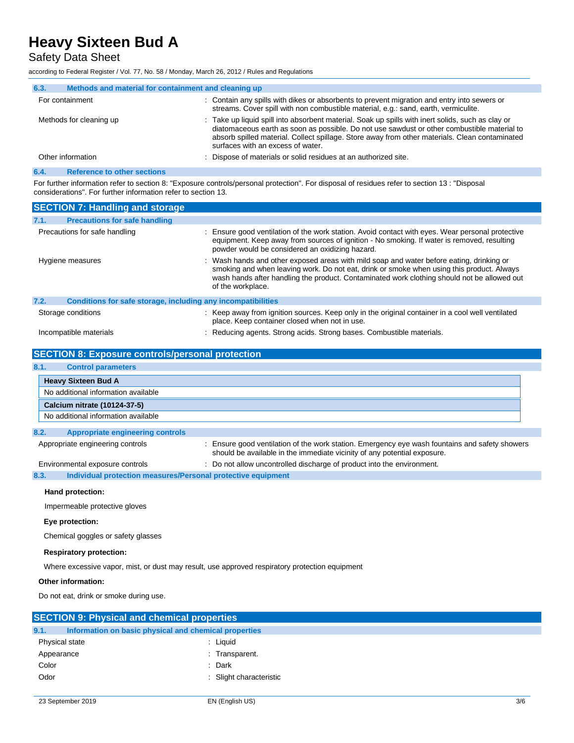### 6.3. Methods and material for containment and cleaning up

| | |
|---|---|
| For containment | : Contain any spills with dikes or absorbents to prevent migration and entry into sewers or streams. Cover spill with non combustible material, e.g.: sand, earth, vermiculite. |
| Methods for cleaning up | : Take up liquid spill into absorbent material. Soak up spills with inert solids, such as clay or diatomaceous earth as soon as possible. Do not use sawdust or other combustible material to absorb spilled material. Collect spillage. Store away from other materials. Clean contaminated surfaces with an excess of water. |
| Other information | : Dispose of materials or solid residues at an authorized site. |

### 6.4. Reference to other sections

For further information refer to section 8: "Exposure controls/personal protection". For disposal of residues refer to section 13 : "Disposal considerations". For further information refer to section 13.

## SECTION 7: Handling and storage

### 7.1. Precautions for safe handling

| | |
|---|---|
| Precautions for safe handling | : Ensure good ventilation of the work station. Avoid contact with eyes. Wear personal protective equipment. Keep away from sources of ignition - No smoking. If water is removed, resulting powder would be considered an oxidizing hazard. |
| Hygiene measures | : Wash hands and other exposed areas with mild soap and water before eating, drinking or smoking and when leaving work. Do not eat, drink or smoke when using this product. Always wash hands after handling the product. Contaminated work clothing should not be allowed out of the workplace. |

### 7.2. Conditions for safe storage, including any incompatibilities

| | |
|---|---|
| Storage conditions | : Keep away from ignition sources. Keep only in the original container in a cool well ventilated place. Keep container closed when not in use. |
| Incompatible materials | : Reducing agents. Strong acids. Strong bases. Combustible materials. |

## SECTION 8: Exposure controls/personal protection

### 8.1. Control parameters

| **Heavy Sixteen Bud A** |
|---|
| No additional information available |

| **Calcium nitrate (10124-37-5)** |
|---|
| No additional information available |

### 8.2. Appropriate engineering controls

| | |
|---|---|
| Appropriate engineering controls | : Ensure good ventilation of the work station. Emergency eye wash fountains and safety showers should be available in the immediate vicinity of any potential exposure. |
| Environmental exposure controls | : Do not allow uncontrolled discharge of product into the environment. |

### 8.3. Individual protection measures/Personal protective equipment

**Hand protection:**

Impermeable protective gloves

**Eye protection:**

Chemical goggles or safety glasses

**Respiratory protection:**

Where excessive vapor, mist, or dust may result, use approved respiratory protection equipment

**Other information:**

Do not eat, drink or smoke during use.

## SECTION 9: Physical and chemical properties

### 9.1. Information on basic physical and chemical properties

| | |
|---|---|
| Physical state | : Liquid |
| Appearance | : Transparent. |
| Color | : Dark |
| Odor | : Slight characteristic |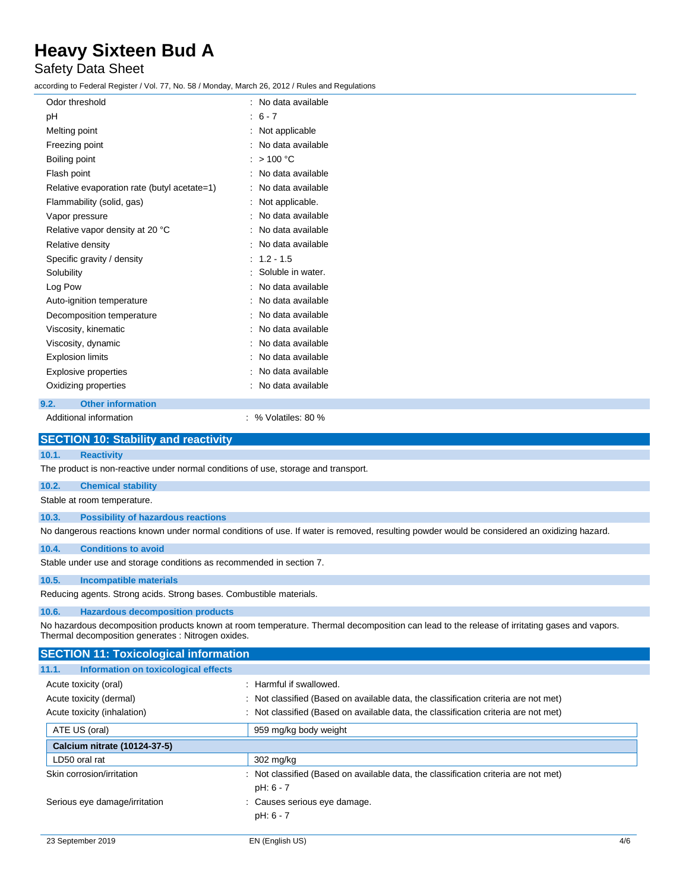| | |
|---|---|
| Odor threshold | : No data available |
| pH | : 6 - 7 |
| Melting point | : Not applicable |
| Freezing point | : No data available |
| Boiling point | : > 100 °C |
| Flash point | : No data available |
| Relative evaporation rate (butyl acetate=1) | : No data available |
| Flammability (solid, gas) | : Not applicable. |
| Vapor pressure | : No data available |
| Relative vapor density at 20 °C | : No data available |
| Relative density | : No data available |
| Specific gravity / density | : 1.2 - 1.5 |
| Solubility | : Soluble in water. |
| Log Pow | : No data available |
| Auto-ignition temperature | : No data available |
| Decomposition temperature | : No data available |
| Viscosity, kinematic | : No data available |
| Viscosity, dynamic | : No data available |
| Explosion limits | : No data available |
| Explosive properties | : No data available |
| Oxidizing properties | : No data available |

### 9.2. Other information

Additional information : % Volatiles: 80 %

## SECTION 10: Stability and reactivity

### 10.1. Reactivity

The product is non-reactive under normal conditions of use, storage and transport.

### 10.2. Chemical stability

Stable at room temperature.

### 10.3. Possibility of hazardous reactions

No dangerous reactions known under normal conditions of use. If water is removed, resulting powder would be considered an oxidizing hazard.

### 10.4. Conditions to avoid

Stable under use and storage conditions as recommended in section 7.

### 10.5. Incompatible materials

Reducing agents. Strong acids. Strong bases. Combustible materials.

### 10.6. Hazardous decomposition products

No hazardous decomposition products known at room temperature. Thermal decomposition can lead to the release of irritating gases and vapors. Thermal decomposition generates : Nitrogen oxides.

## SECTION 11: Toxicological information

### 11.1. Information on toxicological effects

| | |
|---|---|
| Acute toxicity (oral) | : Harmful if swallowed. |
| Acute toxicity (dermal) | : Not classified (Based on available data, the classification criteria are not met) |
| Acute toxicity (inhalation) | : Not classified (Based on available data, the classification criteria are not met) |

| ATE US (oral) | 959 mg/kg body weight |
|---|---|
| **Calcium nitrate (10124-37-5)** | |
| LD50 oral rat | 302 mg/kg |

| | |
|---|---|
| Skin corrosion/irritation | : Not classified (Based on available data, the classification criteria are not met)<br>pH: 6 - 7 |
| Serious eye damage/irritation | : Causes serious eye damage.<br>pH: 6 - 7 |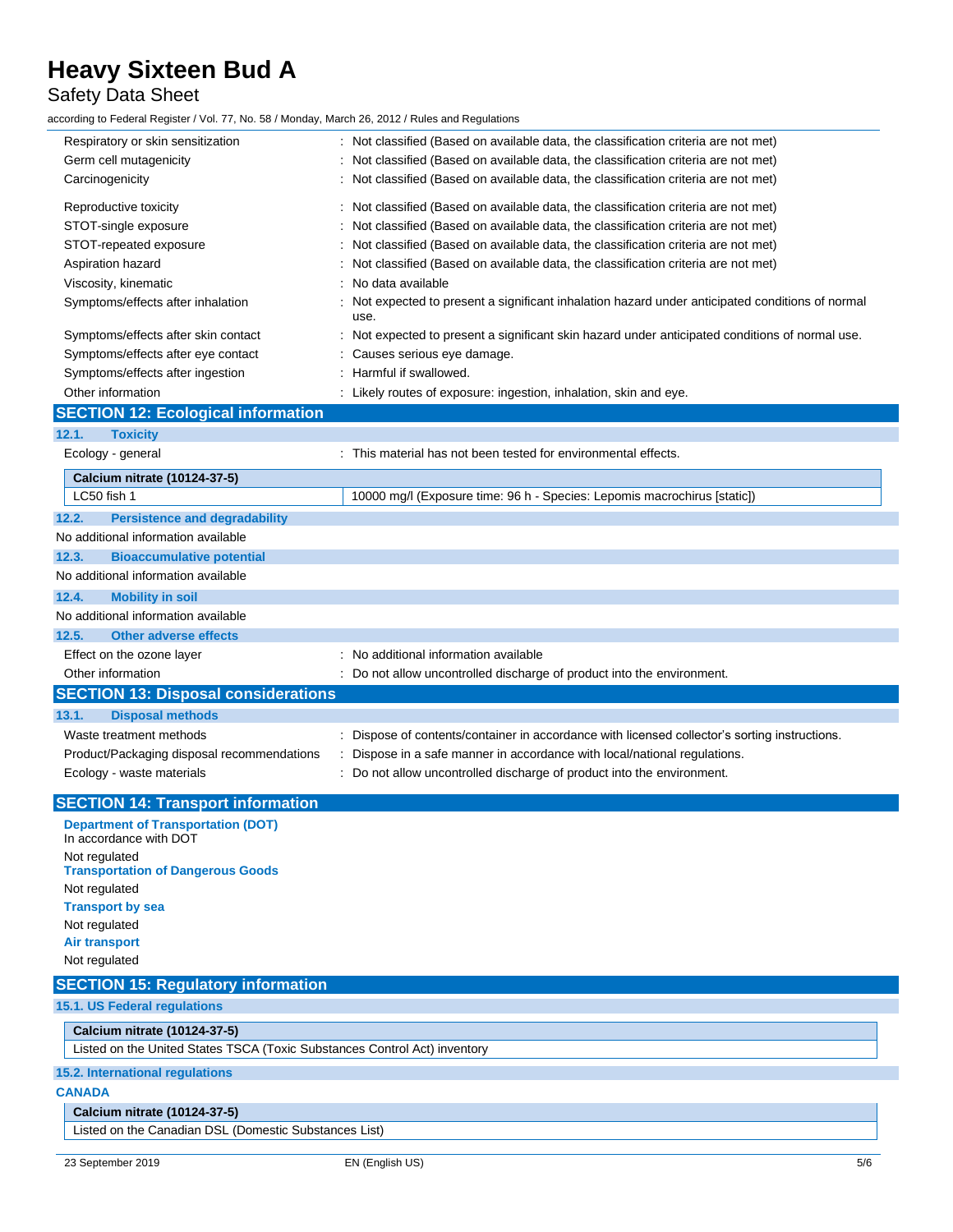| | |
|---|---|
| Respiratory or skin sensitization | : Not classified (Based on available data, the classification criteria are not met) |
| Germ cell mutagenicity | : Not classified (Based on available data, the classification criteria are not met) |
| Carcinogenicity | : Not classified (Based on available data, the classification criteria are not met) |
| Reproductive toxicity | : Not classified (Based on available data, the classification criteria are not met) |
| STOT-single exposure | : Not classified (Based on available data, the classification criteria are not met) |
| STOT-repeated exposure | : Not classified (Based on available data, the classification criteria are not met) |
| Aspiration hazard | : Not classified (Based on available data, the classification criteria are not met) |
| Viscosity, kinematic | : No data available |
| Symptoms/effects after inhalation | : Not expected to present a significant inhalation hazard under anticipated conditions of normal use. |
| Symptoms/effects after skin contact | : Not expected to present a significant skin hazard under anticipated conditions of normal use. |
| Symptoms/effects after eye contact | : Causes serious eye damage. |
| Symptoms/effects after ingestion | : Harmful if swallowed. |
| Other information | : Likely routes of exposure: ingestion, inhalation, skin and eye. |

## SECTION 12: Ecological information

### 12.1. Toxicity

Ecology - general : This material has not been tested for environmental effects.

| Calcium nitrate (10124-37-5) | |
|---|---|
| LC50 fish 1 | 10000 mg/l (Exposure time: 96 h - Species: Lepomis macrochirus [static]) |

### 12.2. Persistence and degradability

No additional information available

### 12.3. Bioaccumulative potential

No additional information available

### 12.4. Mobility in soil

No additional information available

### 12.5. Other adverse effects

Effect on the ozone layer : No additional information available

Other information : Do not allow uncontrolled discharge of product into the environment.

## SECTION 13: Disposal considerations

### 13.1. Disposal methods

Waste treatment methods : Dispose of contents/container in accordance with licensed collector's sorting instructions.

Product/Packaging disposal recommendations : Dispose in a safe manner in accordance with local/national regulations.

Ecology - waste materials : Do not allow uncontrolled discharge of product into the environment.

## SECTION 14: Transport information

**Department of Transportation (DOT)**

In accordance with DOT

Not regulated

**Transportation of Dangerous Goods**

Not regulated

**Transport by sea**

Not regulated

**Air transport**

Not regulated

## SECTION 15: Regulatory information

### 15.1. US Federal regulations

| Calcium nitrate (10124-37-5) |
|---|
| Listed on the United States TSCA (Toxic Substances Control Act) inventory |

### 15.2. International regulations

**CANADA**

| Calcium nitrate (10124-37-5) |
|---|
| Listed on the Canadian DSL (Domestic Substances List) |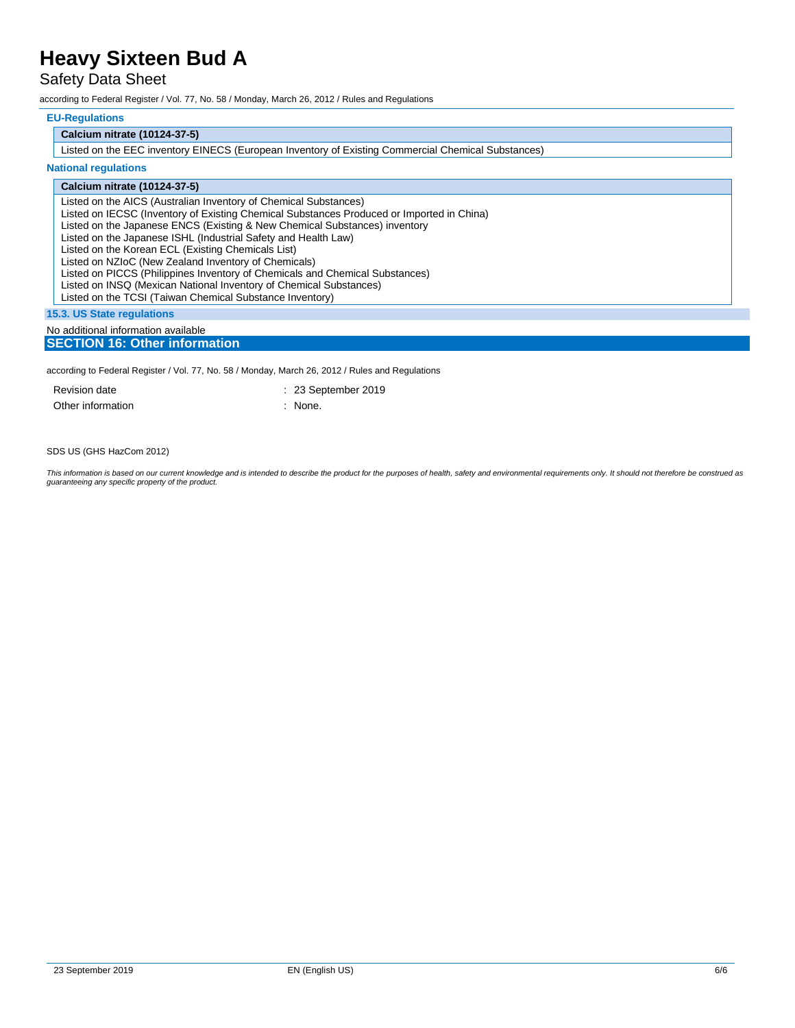#### EU-Regulations

| Calcium nitrate (10124-37-5) |
|---|
| Listed on the EEC inventory EINECS (European Inventory of Existing Commercial Chemical Substances) |

#### National regulations

| Calcium nitrate (10124-37-5) |
|---|
| Listed on the AICS (Australian Inventory of Chemical Substances)<br>Listed on IECSC (Inventory of Existing Chemical Substances Produced or Imported in China)<br>Listed on the Japanese ENCS (Existing & New Chemical Substances) inventory<br>Listed on the Japanese ISHL (Industrial Safety and Health Law)<br>Listed on the Korean ECL (Existing Chemicals List)<br>Listed on NZIoC (New Zealand Inventory of Chemicals)<br>Listed on PICCS (Philippines Inventory of Chemicals and Chemical Substances)<br>Listed on INSQ (Mexican National Inventory of Chemical Substances)<br>Listed on the TCSI (Taiwan Chemical Substance Inventory) |

### 15.3. US State regulations

No additional information available

## SECTION 16: Other information

according to Federal Register / Vol. 77, No. 58 / Monday, March 26, 2012 / Rules and Regulations

| | |
|---|---|
| Revision date | : 23 September 2019 |
| Other information | : None. |

SDS US (GHS HazCom 2012)

*This information is based on our current knowledge and is intended to describe the product for the purposes of health, safety and environmental requirements only. It should not therefore be construed as guaranteeing any specific property of the product.*